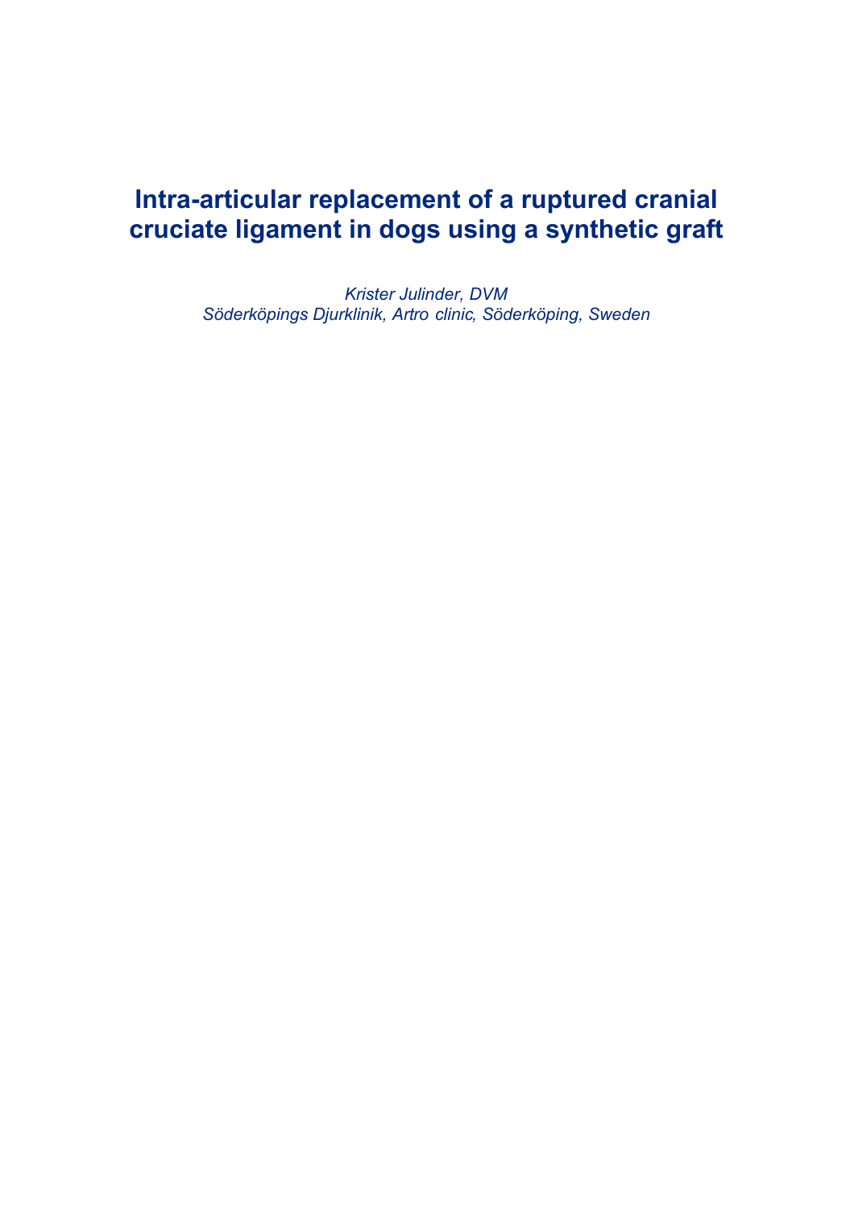# Intra-articular replacement of a ruptured cranial cruciate ligament in dogs using a synthetic graft

*Krister Julinder, DVM*
*Söderköpings Djurklinik, Artro clinic, Söderköping, Sweden*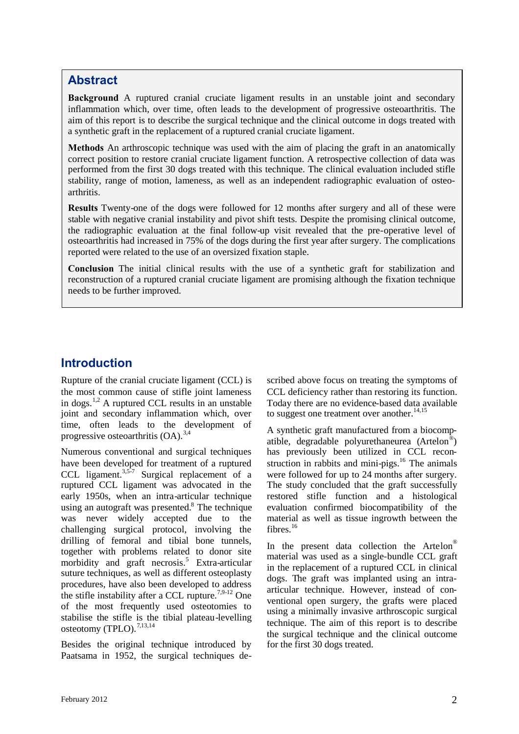## Abstract

**Background** A ruptured cranial cruciate ligament results in an unstable joint and secondary inflammation which, over time, often leads to the development of progressive osteoarthritis. The aim of this report is to describe the surgical technique and the clinical outcome in dogs treated with a synthetic graft in the replacement of a ruptured cranial cruciate ligament.

**Methods** An arthroscopic technique was used with the aim of placing the graft in an anatomically correct position to restore cranial cruciate ligament function. A retrospective collection of data was performed from the first 30 dogs treated with this technique. The clinical evaluation included stifle stability, range of motion, lameness, as well as an independent radiographic evaluation of osteoarthritis.

**Results** Twenty-one of the dogs were followed for 12 months after surgery and all of these were stable with negative cranial instability and pivot shift tests. Despite the promising clinical outcome, the radiographic evaluation at the final follow-up visit revealed that the pre-operative level of osteoarthritis had increased in 75% of the dogs during the first year after surgery. The complications reported were related to the use of an oversized fixation staple.

**Conclusion** The initial clinical results with the use of a synthetic graft for stabilization and reconstruction of a ruptured cranial cruciate ligament are promising although the fixation technique needs to be further improved.

## Introduction

Rupture of the cranial cruciate ligament (CCL) is the most common cause of stifle joint lameness in dogs.[1,2] A ruptured CCL results in an unstable joint and secondary inflammation which, over time, often leads to the development of progressive osteoarthritis (OA).[3,4]

Numerous conventional and surgical techniques have been developed for treatment of a ruptured CCL ligament.[3,5-7] Surgical replacement of a ruptured CCL ligament was advocated in the early 1950s, when an intra-articular technique using an autograft was presented.[8] The technique was never widely accepted due to the challenging surgical protocol, involving the drilling of femoral and tibial bone tunnels, together with problems related to donor site morbidity and graft necrosis.[5] Extra-articular suture techniques, as well as different osteoplasty procedures, have also been developed to address the stifle instability after a CCL rupture.[7,9-12] One of the most frequently used osteotomies to stabilise the stifle is the tibial plateau-levelling osteotomy (TPLO).[7,13,14]

Besides the original technique introduced by Paatsama in 1952, the surgical techniques described above focus on treating the symptoms of CCL deficiency rather than restoring its function. Today there are no evidence-based data available to suggest one treatment over another.[14,15]

A synthetic graft manufactured from a biocompatible, degradable polyurethaneurea (Artelon®) has previously been utilized in CCL reconstruction in rabbits and mini-pigs.[16] The animals were followed for up to 24 months after surgery. The study concluded that the graft successfully restored stifle function and a histological evaluation confirmed biocompatibility of the material as well as tissue ingrowth between the fibres.[16]

In the present data collection the Artelon® material was used as a single-bundle CCL graft in the replacement of a ruptured CCL in clinical dogs. The graft was implanted using an intra-articular technique. However, instead of conventional open surgery, the grafts were placed using a minimally invasive arthroscopic surgical technique. The aim of this report is to describe the surgical technique and the clinical outcome for the first 30 dogs treated.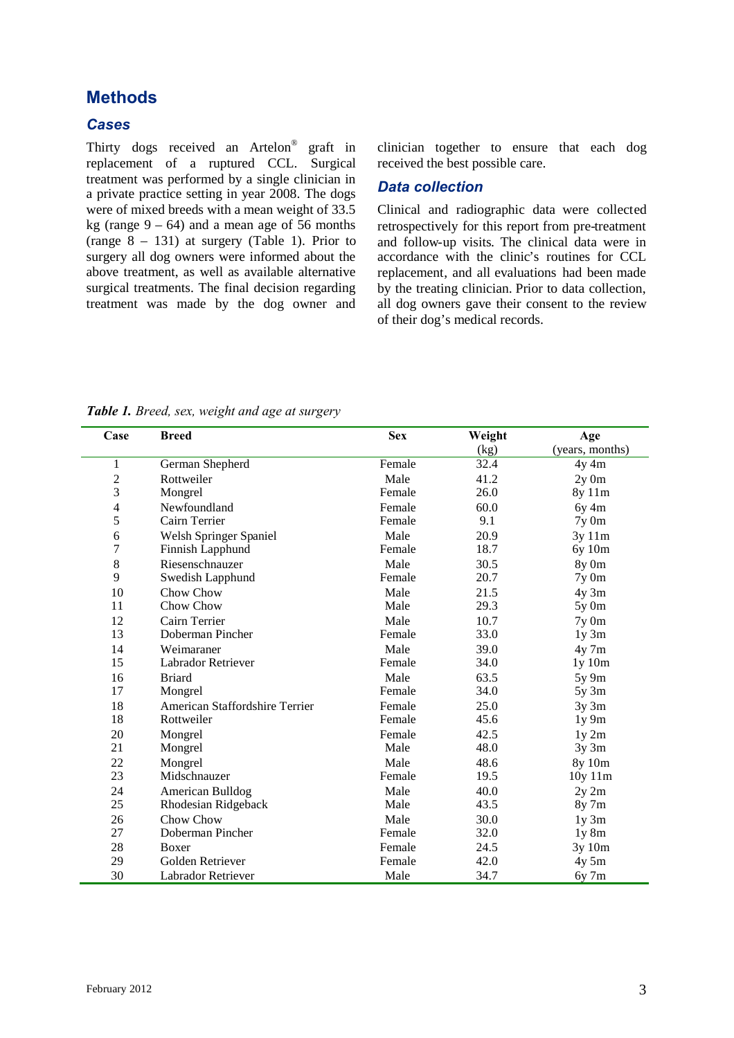## Methods

### Cases

Thirty dogs received an Artelon® graft in replacement of a ruptured CCL. Surgical treatment was performed by a single clinician in a private practice setting in year 2008. The dogs were of mixed breeds with a mean weight of 33.5 kg (range 9 – 64) and a mean age of 56 months (range 8 – 131) at surgery (Table 1). Prior to surgery all dog owners were informed about the above treatment, as well as available alternative surgical treatments. The final decision regarding treatment was made by the dog owner and clinician together to ensure that each dog received the best possible care.

### Data collection

Clinical and radiographic data were collected retrospectively for this report from pre-treatment and follow-up visits. The clinical data were in accordance with the clinic's routines for CCL replacement, and all evaluations had been made by the treating clinician. Prior to data collection, all dog owners gave their consent to the review of their dog's medical records.

***Table 1.*** *Breed, sex, weight and age at surgery*

| Case | Breed | Sex | Weight (kg) | Age (years, months) |
|---|---|---|---|---|
| 1 | German Shepherd | Female | 32.4 | 4y 4m |
| 2 | Rottweiler | Male | 41.2 | 2y 0m |
| 3 | Mongrel | Female | 26.0 | 8y 11m |
| 4 | Newfoundland | Female | 60.0 | 6y 4m |
| 5 | Cairn Terrier | Female | 9.1 | 7y 0m |
| 6 | Welsh Springer Spaniel | Male | 20.9 | 3y 11m |
| 7 | Finnish Lapphund | Female | 18.7 | 6y 10m |
| 8 | Riesenschnauzer | Male | 30.5 | 8y 0m |
| 9 | Swedish Lapphund | Female | 20.7 | 7y 0m |
| 10 | Chow Chow | Male | 21.5 | 4y 3m |
| 11 | Chow Chow | Male | 29.3 | 5y 0m |
| 12 | Cairn Terrier | Male | 10.7 | 7y 0m |
| 13 | Doberman Pincher | Female | 33.0 | 1y 3m |
| 14 | Weimaraner | Male | 39.0 | 4y 7m |
| 15 | Labrador Retriever | Female | 34.0 | 1y 10m |
| 16 | Briard | Male | 63.5 | 5y 9m |
| 17 | Mongrel | Female | 34.0 | 5y 3m |
| 18 | American Staffordshire Terrier | Female | 25.0 | 3y 3m |
| 18 | Rottweiler | Female | 45.6 | 1y 9m |
| 20 | Mongrel | Female | 42.5 | 1y 2m |
| 21 | Mongrel | Male | 48.0 | 3y 3m |
| 22 | Mongrel | Male | 48.6 | 8y 10m |
| 23 | Midschnauzer | Female | 19.5 | 10y 11m |
| 24 | American Bulldog | Male | 40.0 | 2y 2m |
| 25 | Rhodesian Ridgeback | Male | 43.5 | 8y 7m |
| 26 | Chow Chow | Male | 30.0 | 1y 3m |
| 27 | Doberman Pincher | Female | 32.0 | 1y 8m |
| 28 | Boxer | Female | 24.5 | 3y 10m |
| 29 | Golden Retriever | Female | 42.0 | 4y 5m |
| 30 | Labrador Retriever | Male | 34.7 | 6y 7m |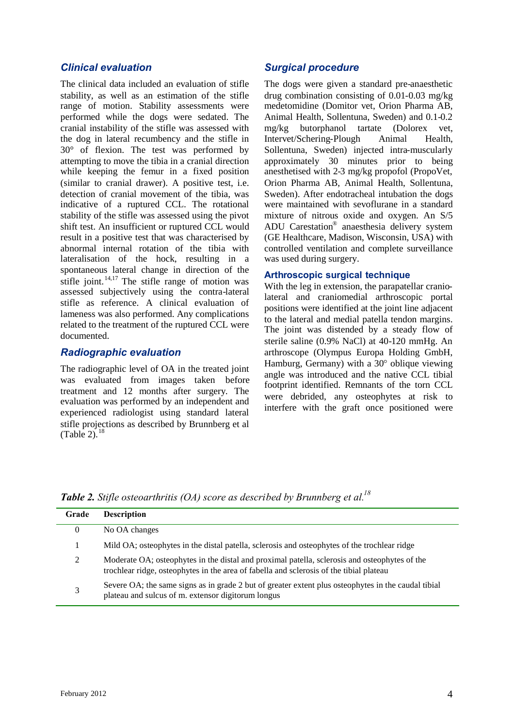## Clinical evaluation

The clinical data included an evaluation of stifle stability, as well as an estimation of the stifle range of motion. Stability assessments were performed while the dogs were sedated. The cranial instability of the stifle was assessed with the dog in lateral recumbency and the stifle in 30° of flexion. The test was performed by attempting to move the tibia in a cranial direction while keeping the femur in a fixed position (similar to cranial drawer). A positive test, i.e. detection of cranial movement of the tibia, was indicative of a ruptured CCL. The rotational stability of the stifle was assessed using the pivot shift test. An insufficient or ruptured CCL would result in a positive test that was characterised by abnormal internal rotation of the tibia with lateralisation of the hock, resulting in a spontaneous lateral change in direction of the stifle joint.[14,17] The stifle range of motion was assessed subjectively using the contra-lateral stifle as reference. A clinical evaluation of lameness was also performed. Any complications related to the treatment of the ruptured CCL were documented.

## Radiographic evaluation

The radiographic level of OA in the treated joint was evaluated from images taken before treatment and 12 months after surgery. The evaluation was performed by an independent and experienced radiologist using standard lateral stifle projections as described by Brunnberg et al (Table 2).[18]

## Surgical procedure

The dogs were given a standard pre-anaesthetic drug combination consisting of 0.01-0.03 mg/kg medetomidine (Domitor vet, Orion Pharma AB, Animal Health, Sollentuna, Sweden) and 0.1-0.2 mg/kg butorphanol tartate (Dolorex vet, Intervet/Schering-Plough Animal Health, Sollentuna, Sweden) injected intra-muscularly approximately 30 minutes prior to being anesthetised with 2-3 mg/kg propofol (PropoVet, Orion Pharma AB, Animal Health, Sollentuna, Sweden). After endotracheal intubation the dogs were maintained with sevoflurane in a standard mixture of nitrous oxide and oxygen. An S/5 ADU Carestation® anaesthesia delivery system (GE Healthcare, Madison, Wisconsin, USA) with controlled ventilation and complete surveillance was used during surgery.

### Arthroscopic surgical technique

With the leg in extension, the parapatellar cranio-lateral and craniomedial arthroscopic portal positions were identified at the joint line adjacent to the lateral and medial patella tendon margins. The joint was distended by a steady flow of sterile saline (0.9% NaCl) at 40-120 mmHg. An arthroscope (Olympus Europa Holding GmbH, Hamburg, Germany) with a 30° oblique viewing angle was introduced and the native CCL tibial footprint identified. Remnants of the torn CCL were debrided, any osteophytes at risk to interfere with the graft once positioned were

***Table 2.*** *Stifle osteoarthritis (OA) score as described by Brunnberg et al.*[18]

| Grade | Description |
|---|---|
| 0 | No OA changes |
| 1 | Mild OA; osteophytes in the distal patella, sclerosis and osteophytes of the trochlear ridge |
| 2 | Moderate OA; osteophytes in the distal and proximal patella, sclerosis and osteophytes of the trochlear ridge, osteophytes in the area of fabella and sclerosis of the tibial plateau |
| 3 | Severe OA; the same signs as in grade 2 but of greater extent plus osteophytes in the caudal tibial plateau and sulcus of m. extensor digitorum longus |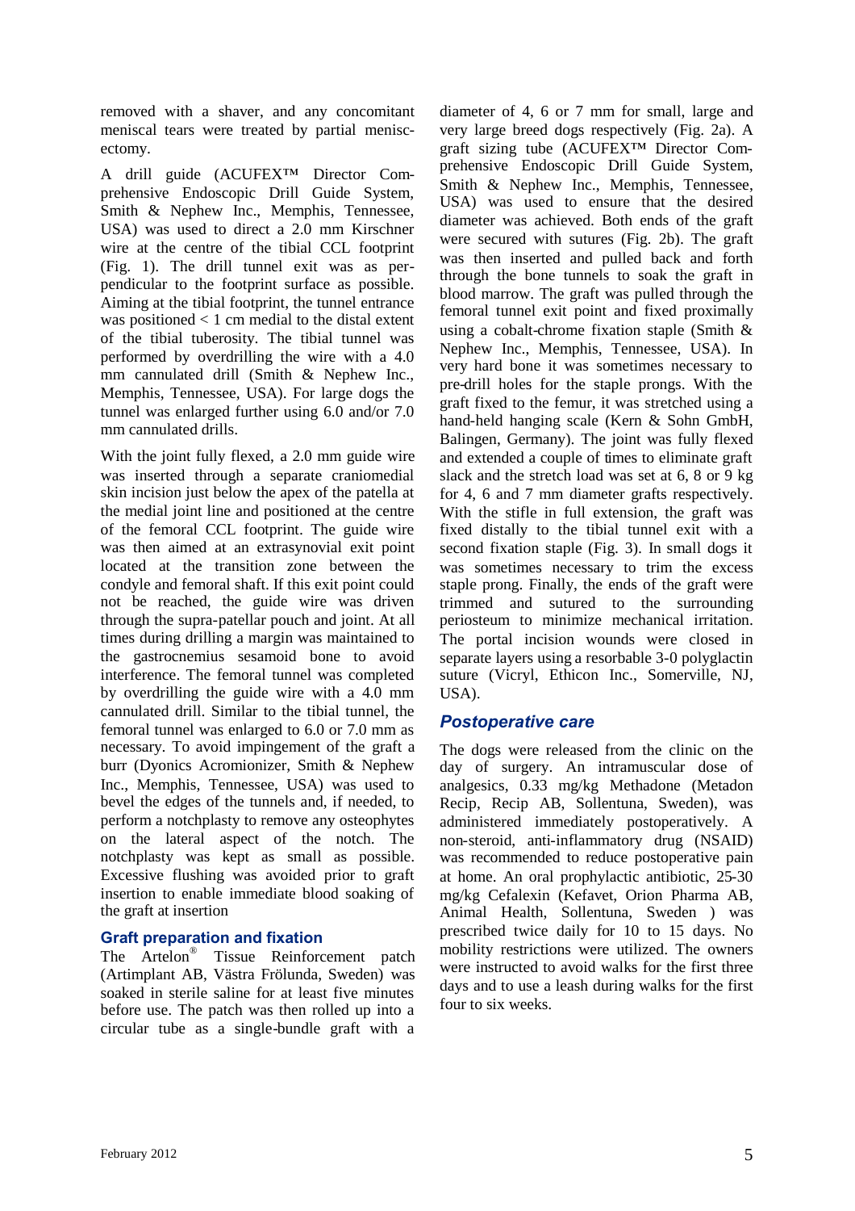removed with a shaver, and any concomitant meniscal tears were treated by partial meniscectomy.

A drill guide (ACUFEX™ Director Comprehensive Endoscopic Drill Guide System, Smith & Nephew Inc., Memphis, Tennessee, USA) was used to direct a 2.0 mm Kirschner wire at the centre of the tibial CCL footprint (Fig. 1). The drill tunnel exit was as perpendicular to the footprint surface as possible. Aiming at the tibial footprint, the tunnel entrance was positioned < 1 cm medial to the distal extent of the tibial tuberosity. The tibial tunnel was performed by overdrilling the wire with a 4.0 mm cannulated drill (Smith & Nephew Inc., Memphis, Tennessee, USA). For large dogs the tunnel was enlarged further using 6.0 and/or 7.0 mm cannulated drills.

With the joint fully flexed, a 2.0 mm guide wire was inserted through a separate craniomedial skin incision just below the apex of the patella at the medial joint line and positioned at the centre of the femoral CCL footprint. The guide wire was then aimed at an extrasynovial exit point located at the transition zone between the condyle and femoral shaft. If this exit point could not be reached, the guide wire was driven through the supra-patellar pouch and joint. At all times during drilling a margin was maintained to the gastrocnemius sesamoid bone to avoid interference. The femoral tunnel was completed by overdrilling the guide wire with a 4.0 mm cannulated drill. Similar to the tibial tunnel, the femoral tunnel was enlarged to 6.0 or 7.0 mm as necessary. To avoid impingement of the graft a burr (Dyonics Acromionizer, Smith & Nephew Inc., Memphis, Tennessee, USA) was used to bevel the edges of the tunnels and, if needed, to perform a notchplasty to remove any osteophytes on the lateral aspect of the notch. The notchplasty was kept as small as possible. Excessive flushing was avoided prior to graft insertion to enable immediate blood soaking of the graft at insertion

### Graft preparation and fixation

The Artelon® Tissue Reinforcement patch (Artimplant AB, Västra Frölunda, Sweden) was soaked in sterile saline for at least five minutes before use. The patch was then rolled up into a circular tube as a single-bundle graft with a diameter of 4, 6 or 7 mm for small, large and very large breed dogs respectively (Fig. 2a). A graft sizing tube (ACUFEX™ Director Comprehensive Endoscopic Drill Guide System, Smith & Nephew Inc., Memphis, Tennessee, USA) was used to ensure that the desired diameter was achieved. Both ends of the graft were secured with sutures (Fig. 2b). The graft was then inserted and pulled back and forth through the bone tunnels to soak the graft in blood marrow. The graft was pulled through the femoral tunnel exit point and fixed proximally using a cobalt-chrome fixation staple (Smith & Nephew Inc., Memphis, Tennessee, USA). In very hard bone it was sometimes necessary to pre-drill holes for the staple prongs. With the graft fixed to the femur, it was stretched using a hand-held hanging scale (Kern & Sohn GmbH, Balingen, Germany). The joint was fully flexed and extended a couple of times to eliminate graft slack and the stretch load was set at 6, 8 or 9 kg for 4, 6 and 7 mm diameter grafts respectively. With the stifle in full extension, the graft was fixed distally to the tibial tunnel exit with a second fixation staple (Fig. 3). In small dogs it was sometimes necessary to trim the excess staple prong. Finally, the ends of the graft were trimmed and sutured to the surrounding periosteum to minimize mechanical irritation. The portal incision wounds were closed in separate layers using a resorbable 3-0 polyglactin suture (Vicryl, Ethicon Inc., Somerville, NJ, USA).

## Postoperative care

The dogs were released from the clinic on the day of surgery. An intramuscular dose of analgesics, 0.33 mg/kg Methadone (Metadon Recip, Recip AB, Sollentuna, Sweden), was administered immediately postoperatively. A non-steroid, anti-inflammatory drug (NSAID) was recommended to reduce postoperative pain at home. An oral prophylactic antibiotic, 25-30 mg/kg Cefalexin (Kefavet, Orion Pharma AB, Animal Health, Sollentuna, Sweden ) was prescribed twice daily for 10 to 15 days. No mobility restrictions were utilized. The owners were instructed to avoid walks for the first three days and to use a leash during walks for the first four to six weeks.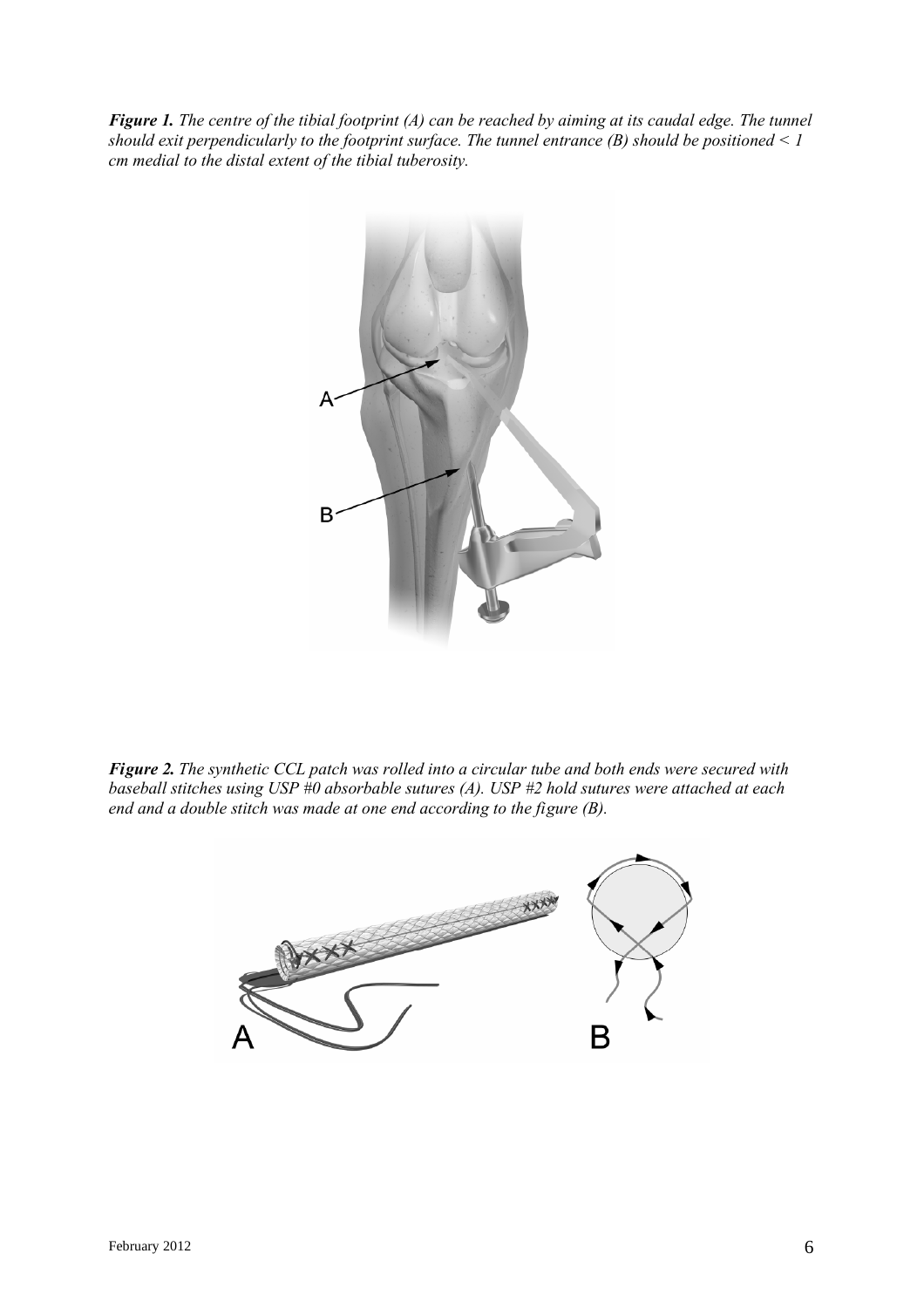***Figure 1.*** *The centre of the tibial footprint (A) can be reached by aiming at its caudal edge. The tunnel should exit perpendicularly to the footprint surface. The tunnel entrance (B) should be positioned < 1 cm medial to the distal extent of the tibial tuberosity.*

***Figure 2.*** *The synthetic CCL patch was rolled into a circular tube and both ends were secured with baseball stitches using USP #0 absorbable sutures (A). USP #2 hold sutures were attached at each end and a double stitch was made at one end according to the figure (B).*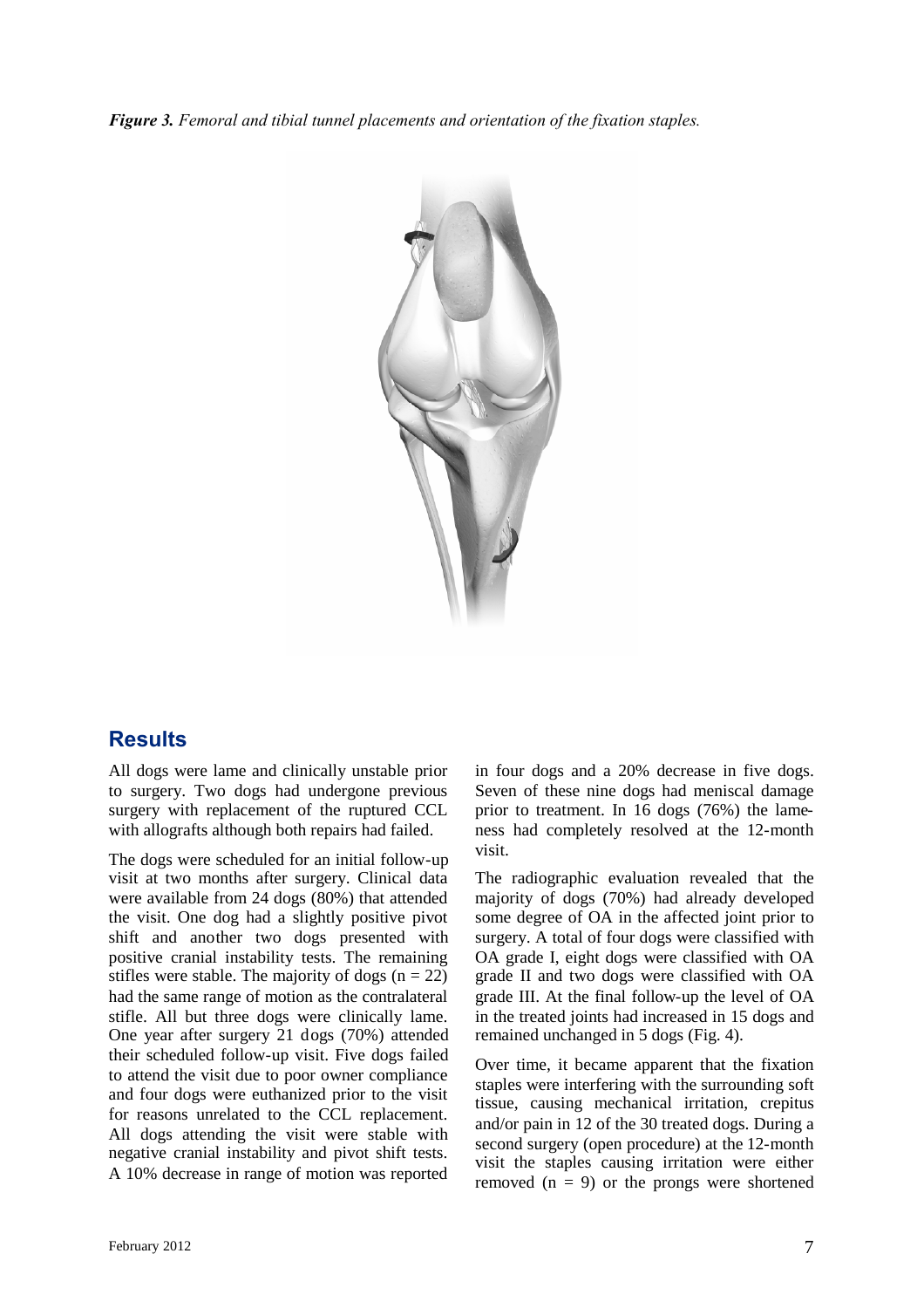*Figure 3. Femoral and tibial tunnel placements and orientation of the fixation staples.*

## Results

All dogs were lame and clinically unstable prior to surgery. Two dogs had undergone previous surgery with replacement of the ruptured CCL with allografts although both repairs had failed.

The dogs were scheduled for an initial follow-up visit at two months after surgery. Clinical data were available from 24 dogs (80%) that attended the visit. One dog had a slightly positive pivot shift and another two dogs presented with positive cranial instability tests. The remaining stifles were stable. The majority of dogs (n = 22) had the same range of motion as the contralateral stifle. All but three dogs were clinically lame. One year after surgery 21 dogs (70%) attended their scheduled follow-up visit. Five dogs failed to attend the visit due to poor owner compliance and four dogs were euthanized prior to the visit for reasons unrelated to the CCL replacement. All dogs attending the visit were stable with negative cranial instability and pivot shift tests. A 10% decrease in range of motion was reported in four dogs and a 20% decrease in five dogs. Seven of these nine dogs had meniscal damage prior to treatment. In 16 dogs (76%) the lameness had completely resolved at the 12-month visit.

The radiographic evaluation revealed that the majority of dogs (70%) had already developed some degree of OA in the affected joint prior to surgery. A total of four dogs were classified with OA grade I, eight dogs were classified with OA grade II and two dogs were classified with OA grade III. At the final follow-up the level of OA in the treated joints had increased in 15 dogs and remained unchanged in 5 dogs (Fig. 4).

Over time, it became apparent that the fixation staples were interfering with the surrounding soft tissue, causing mechanical irritation, crepitus and/or pain in 12 of the 30 treated dogs. During a second surgery (open procedure) at the 12-month visit the staples causing irritation were either removed (n = 9) or the prongs were shortened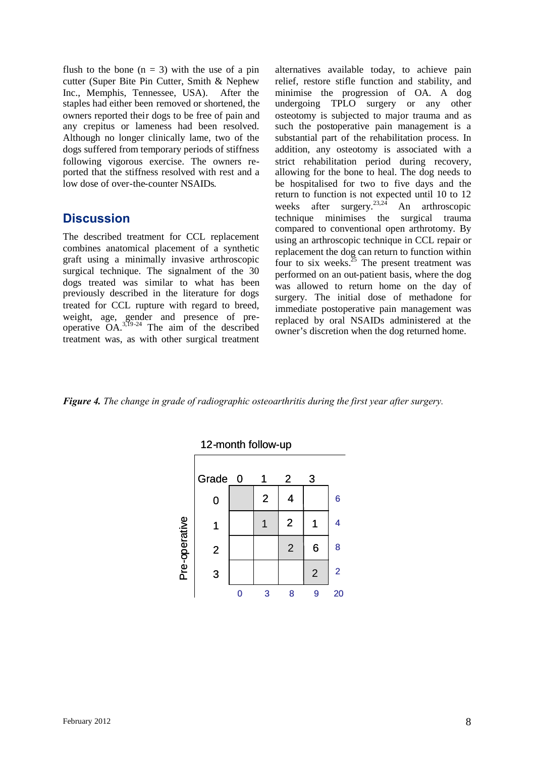flush to the bone (n = 3) with the use of a pin cutter (Super Bite Pin Cutter, Smith & Nephew Inc., Memphis, Tennessee, USA). After the staples had either been removed or shortened, the owners reported their dogs to be free of pain and any crepitus or lameness had been resolved. Although no longer clinically lame, two of the dogs suffered from temporary periods of stiffness following vigorous exercise. The owners reported that the stiffness resolved with rest and a low dose of over-the-counter NSAIDs.

## Discussion

The described treatment for CCL replacement combines anatomical placement of a synthetic graft using a minimally invasive arthroscopic surgical technique. The signalment of the 30 dogs treated was similar to what has been previously described in the literature for dogs treated for CCL rupture with regard to breed, weight, age, gender and presence of pre-operative OA.[3,19-24] The aim of the described treatment was, as with other surgical treatment alternatives available today, to achieve pain relief, restore stifle function and stability, and minimise the progression of OA. A dog undergoing TPLO surgery or any other osteotomy is subjected to major trauma and as such the postoperative pain management is a substantial part of the rehabilitation process. In addition, any osteotomy is associated with a strict rehabilitation period during recovery, allowing for the bone to heal. The dog needs to be hospitalised for two to five days and the return to function is not expected until 10 to 12 weeks after surgery.[23,24] An arthroscopic technique minimises the surgical trauma compared to conventional open arthrotomy. By using an arthroscopic technique in CCL repair or replacement the dog can return to function within four to six weeks.[25] The present treatment was performed on an out-patient basis, where the dog was allowed to return home on the day of surgery. The initial dose of methadone for immediate postoperative pain management was replaced by oral NSAIDs administered at the owner's discretion when the dog returned home.

***Figure 4.*** *The change in grade of radiographic osteoarthritis during the first year after surgery.*

12-month follow-up

| Pre-operative Grade | 0 | 1 | 2 | 3 | |
|---|---|---|---|---|---|
| 0 | | 2 | 4 | | 6 |
| 1 | | 1 | 2 | 1 | 4 |
| 2 | | | 2 | 6 | 8 |
| 3 | | | | 2 | 2 |
| | 0 | 3 | 8 | 9 | 20 |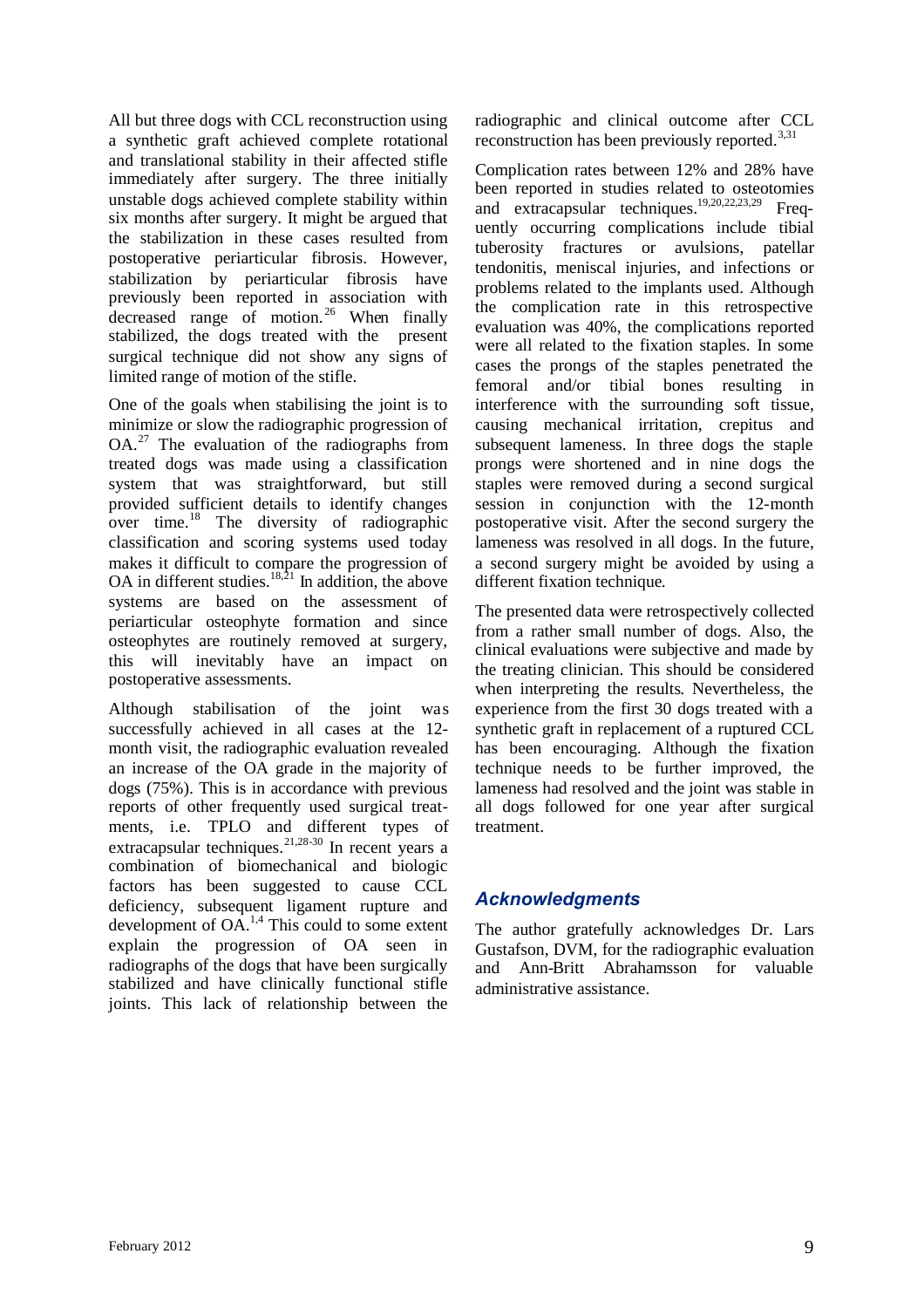All but three dogs with CCL reconstruction using a synthetic graft achieved complete rotational and translational stability in their affected stifle immediately after surgery. The three initially unstable dogs achieved complete stability within six months after surgery. It might be argued that the stabilization in these cases resulted from postoperative periarticular fibrosis. However, stabilization by periarticular fibrosis have previously been reported in association with decreased range of motion.[26] When finally stabilized, the dogs treated with the present surgical technique did not show any signs of limited range of motion of the stifle.

One of the goals when stabilising the joint is to minimize or slow the radiographic progression of OA.[27] The evaluation of the radiographs from treated dogs was made using a classification system that was straightforward, but still provided sufficient details to identify changes over time.[18] The diversity of radiographic classification and scoring systems used today makes it difficult to compare the progression of OA in different studies.[18,21] In addition, the above systems are based on the assessment of periarticular osteophyte formation and since osteophytes are routinely removed at surgery, this will inevitably have an impact on postoperative assessments.

Although stabilisation of the joint was successfully achieved in all cases at the 12-month visit, the radiographic evaluation revealed an increase of the OA grade in the majority of dogs (75%). This is in accordance with previous reports of other frequently used surgical treatments, i.e. TPLO and different types of extracapsular techniques.[21,28-30] In recent years a combination of biomechanical and biologic factors has been suggested to cause CCL deficiency, subsequent ligament rupture and development of OA.[1,4] This could to some extent explain the progression of OA seen in radiographs of the dogs that have been surgically stabilized and have clinically functional stifle joints. This lack of relationship between the radiographic and clinical outcome after CCL reconstruction has been previously reported.[3,31]

Complication rates between 12% and 28% have been reported in studies related to osteotomies and extracapsular techniques.[19,20,22,23,29] Frequently occurring complications include tibial tuberosity fractures or avulsions, patellar tendonitis, meniscal injuries, and infections or problems related to the implants used. Although the complication rate in this retrospective evaluation was 40%, the complications reported were all related to the fixation staples. In some cases the prongs of the staples penetrated the femoral and/or tibial bones resulting in interference with the surrounding soft tissue, causing mechanical irritation, crepitus and subsequent lameness. In three dogs the staple prongs were shortened and in nine dogs the staples were removed during a second surgical session in conjunction with the 12-month postoperative visit. After the second surgery the lameness was resolved in all dogs. In the future, a second surgery might be avoided by using a different fixation technique.

The presented data were retrospectively collected from a rather small number of dogs. Also, the clinical evaluations were subjective and made by the treating clinician. This should be considered when interpreting the results. Nevertheless, the experience from the first 30 dogs treated with a synthetic graft in replacement of a ruptured CCL has been encouraging. Although the fixation technique needs to be further improved, the lameness had resolved and the joint was stable in all dogs followed for one year after surgical treatment.

## *Acknowledgments*

The author gratefully acknowledges Dr. Lars Gustafson, DVM, for the radiographic evaluation and Ann-Britt Abrahamsson for valuable administrative assistance.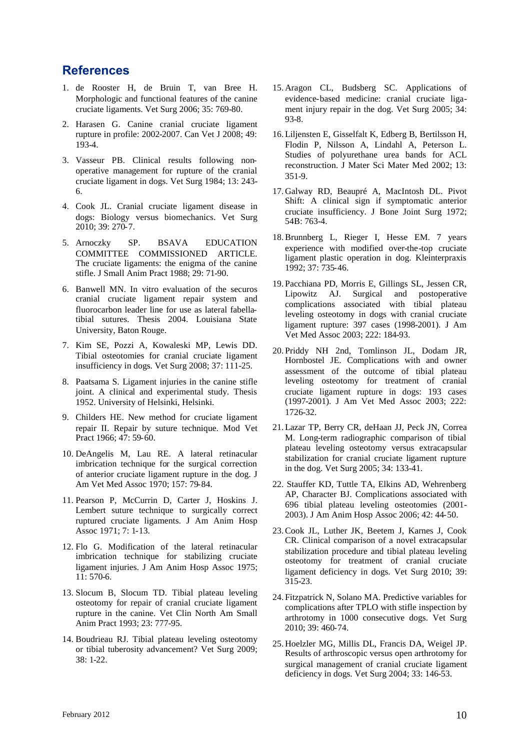## References

1. de Rooster H, de Bruin T, van Bree H. Morphologic and functional features of the canine cruciate ligaments. Vet Surg 2006; 35: 769-80.
2. Harasen G. Canine cranial cruciate ligament rupture in profile: 2002-2007. Can Vet J 2008; 49: 193-4.
3. Vasseur PB. Clinical results following non-operative management for rupture of the cranial cruciate ligament in dogs. Vet Surg 1984; 13: 243-6.
4. Cook JL. Cranial cruciate ligament disease in dogs: Biology versus biomechanics. Vet Surg 2010; 39: 270-7.
5. Arnoczky SP. BSAVA EDUCATION COMMITTEE COMMISSIONED ARTICLE. The cruciate ligaments: the enigma of the canine stifle. J Small Anim Pract 1988; 29: 71-90.
6. Banwell MN. In vitro evaluation of the securos cranial cruciate ligament repair system and fluorocarbon leader line for use as lateral fabella-tibial sutures. Thesis 2004. Louisiana State University, Baton Rouge.
7. Kim SE, Pozzi A, Kowaleski MP, Lewis DD. Tibial osteotomies for cranial cruciate ligament insufficiency in dogs. Vet Surg 2008; 37: 111-25.
8. Paatsama S. Ligament injuries in the canine stifle joint. A clinical and experimental study. Thesis 1952. University of Helsinki, Helsinki.
9. Childers HE. New method for cruciate ligament repair II. Repair by suture technique. Mod Vet Pract 1966; 47: 59-60.
10. DeAngelis M, Lau RE. A lateral retinacular imbrication technique for the surgical correction of anterior cruciate ligament rupture in the dog. J Am Vet Med Assoc 1970; 157: 79-84.
11. Pearson P, McCurrin D, Carter J, Hoskins J. Lembert suture technique to surgically correct ruptured cruciate ligaments. J Am Anim Hosp Assoc 1971; 7: 1-13.
12. Flo G. Modification of the lateral retinacular imbrication technique for stabilizing cruciate ligament injuries. J Am Anim Hosp Assoc 1975; 11: 570-6.
13. Slocum B, Slocum TD. Tibial plateau leveling osteotomy for repair of cranial cruciate ligament rupture in the canine. Vet Clin North Am Small Anim Pract 1993; 23: 777-95.
14. Boudrieau RJ. Tibial plateau leveling osteotomy or tibial tuberosity advancement? Vet Surg 2009; 38: 1-22.
15. Aragon CL, Budsberg SC. Applications of evidence-based medicine: cranial cruciate ligament injury repair in the dog. Vet Surg 2005; 34: 93-8.
16. Liljensten E, Gisselfalt K, Edberg B, Bertilsson H, Flodin P, Nilsson A, Lindahl A, Peterson L. Studies of polyurethane urea bands for ACL reconstruction. J Mater Sci Mater Med 2002; 13: 351-9.
17. Galway RD, Beaupré A, MacIntosh DL. Pivot Shift: A clinical sign if symptomatic anterior cruciate insufficiency. J Bone Joint Surg 1972; 54B: 763-4.
18. Brunnberg L, Rieger I, Hesse EM. 7 years experience with modified over-the-top cruciate ligament plastic operation in dog. Kleinterpraxis 1992; 37: 735-46.
19. Pacchiana PD, Morris E, Gillings SL, Jessen CR, Lipowitz AJ. Surgical and postoperative complications associated with tibial plateau leveling osteotomy in dogs with cranial cruciate ligament rupture: 397 cases (1998-2001). J Am Vet Med Assoc 2003; 222: 184-93.
20. Priddy NH 2nd, Tomlinson JL, Dodam JR, Hornbostel JE. Complications with and owner assessment of the outcome of tibial plateau leveling osteotomy for treatment of cranial cruciate ligament rupture in dogs: 193 cases (1997-2001). J Am Vet Med Assoc 2003; 222: 1726-32.
21. Lazar TP, Berry CR, deHaan JJ, Peck JN, Correa M. Long-term radiographic comparison of tibial plateau leveling osteotomy versus extracapsular stabilization for cranial cruciate ligament rupture in the dog. Vet Surg 2005; 34: 133-41.
22. Stauffer KD, Tuttle TA, Elkins AD, Wehrenberg AP, Character BJ. Complications associated with 696 tibial plateau leveling osteotomies (2001-2003). J Am Anim Hosp Assoc 2006; 42: 44-50.
23. Cook JL, Luther JK, Beetem J, Karnes J, Cook CR. Clinical comparison of a novel extracapsular stabilization procedure and tibial plateau leveling osteotomy for treatment of cranial cruciate ligament deficiency in dogs. Vet Surg 2010; 39: 315-23.
24. Fitzpatrick N, Solano MA. Predictive variables for complications after TPLO with stifle inspection by arthrotomy in 1000 consecutive dogs. Vet Surg 2010; 39: 460-74.
25. Hoelzler MG, Millis DL, Francis DA, Weigel JP. Results of arthroscopic versus open arthrotomy for surgical management of cranial cruciate ligament deficiency in dogs. Vet Surg 2004; 33: 146-53.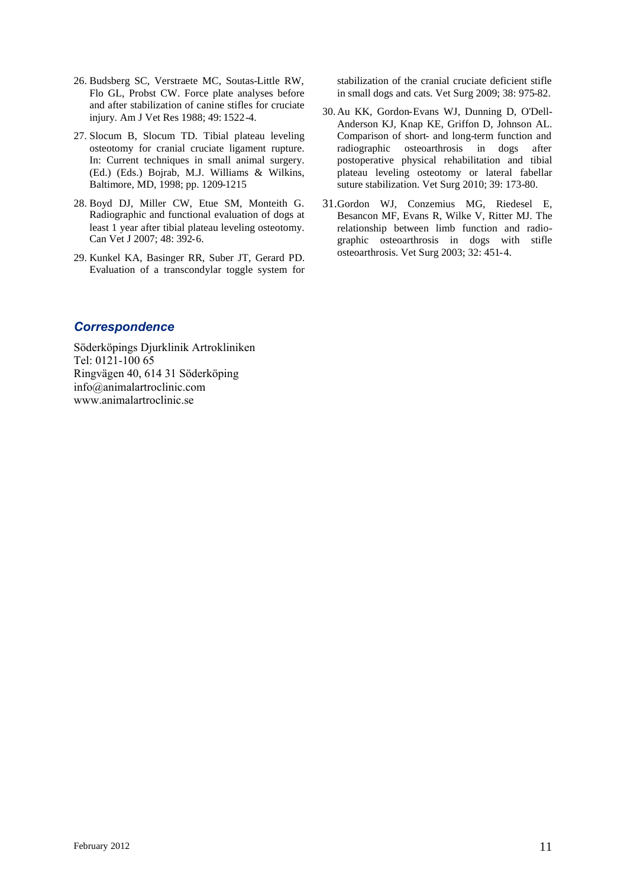26. Budsberg SC, Verstraete MC, Soutas-Little RW, Flo GL, Probst CW. Force plate analyses before and after stabilization of canine stifles for cruciate injury. Am J Vet Res 1988; 49: 1522-4.

27. Slocum B, Slocum TD. Tibial plateau leveling osteotomy for cranial cruciate ligament rupture. In: Current techniques in small animal surgery. (Ed.) (Eds.) Bojrab, M.J. Williams & Wilkins, Baltimore, MD, 1998; pp. 1209-1215

28. Boyd DJ, Miller CW, Etue SM, Monteith G. Radiographic and functional evaluation of dogs at least 1 year after tibial plateau leveling osteotomy. Can Vet J 2007; 48: 392-6.

29. Kunkel KA, Basinger RR, Suber JT, Gerard PD. Evaluation of a transcondylar toggle system for stabilization of the cranial cruciate deficient stifle in small dogs and cats. Vet Surg 2009; 38: 975-82.

30. Au KK, Gordon-Evans WJ, Dunning D, O'Dell-Anderson KJ, Knap KE, Griffon D, Johnson AL. Comparison of short- and long-term function and radiographic osteoarthrosis in dogs after postoperative physical rehabilitation and tibial plateau leveling osteotomy or lateral fabellar suture stabilization. Vet Surg 2010; 39: 173-80.

31. Gordon WJ, Conzemius MG, Riedesel E, Besancon MF, Evans R, Wilke V, Ritter MJ. The relationship between limb function and radiographic osteoarthrosis in dogs with stifle osteoarthrosis. Vet Surg 2003; 32: 451-4.

## *Correspondence*

Söderköpings Djurklinik Artrokliniken
Tel: 0121-100 65
Ringvägen 40, 614 31 Söderköping
info@animalartroclinic.com
www.animalartroclinic.se